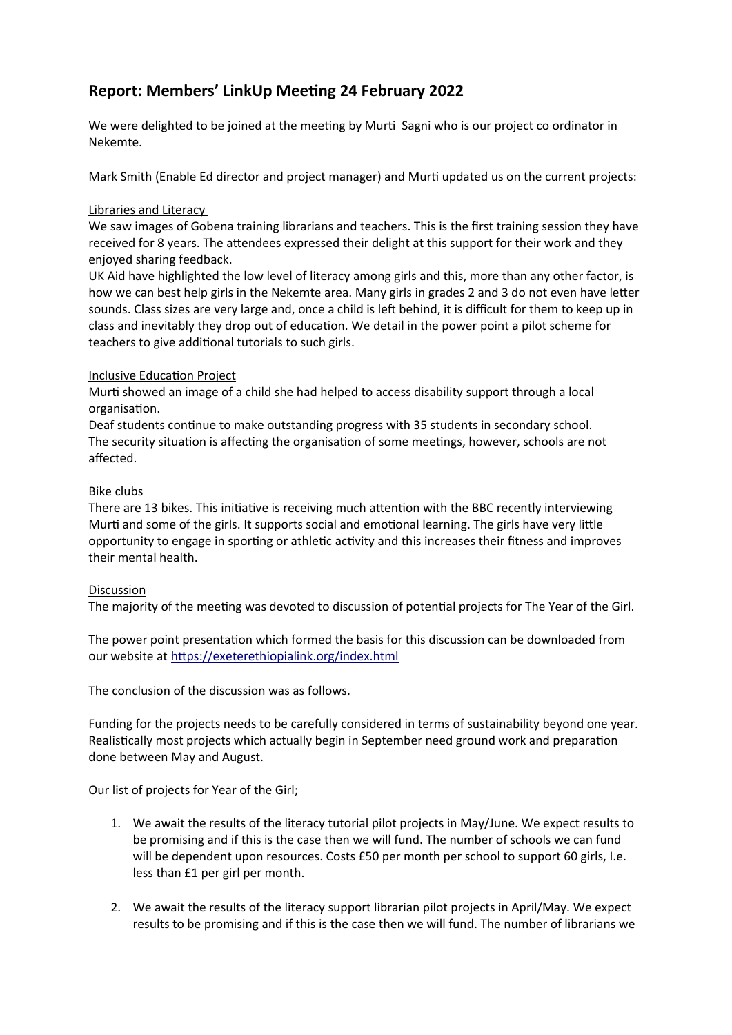## Report: Members' LinkUp Meeting 24 February 2022

We were delighted to be joined at the meeting by Murti  Sagni who is our project co ordinator in Nekemte.

Mark Smith (Enable Ed director and project manager) and Murti updated us on the current projects:

Libraries and Literacy

We saw images of Gobena training librarians and teachers. This is the first training session they have received for 8 years. The attendees expressed their delight at this support for their work and they enjoyed sharing feedback.

UK Aid have highlighted the low level of literacy among girls and this, more than any other factor, is how we can best help girls in the Nekemte area. Many girls in grades 2 and 3 do not even have letter sounds. Class sizes are very large and, once a child is left behind, it is difficult for them to keep up in class and inevitably they drop out of education. We detail in the power point a pilot scheme for teachers to give additional tutorials to such girls.

Inclusive Education Project

Murti showed an image of a child she had helped to access disability support through a local organisation.

Deaf students continue to make outstanding progress with 35 students in secondary school. The security situation is affecting the organisation of some meetings, however, schools are not affected.

Bike clubs

There are 13 bikes. This initiative is receiving much attention with the BBC recently interviewing Murti and some of the girls. It supports social and emotional learning. The girls have very little opportunity to engage in sporting or athletic activity and this increases their fitness and improves their mental health.

Discussion

The majority of the meeting was devoted to discussion of potential projects for The Year of the Girl.

The power point presentation which formed the basis for this discussion can be downloaded from our website at https://exeterethiopialink.org/index.html

The conclusion of the discussion was as follows.

Funding for the projects needs to be carefully considered in terms of sustainability beyond one year. Realistically most projects which actually begin in September need ground work and preparation done between May and August.

Our list of projects for Year of the Girl;

1. We await the results of the literacy tutorial pilot projects in May/June. We expect results to be promising and if this is the case then we will fund. The number of schools we can fund will be dependent upon resources. Costs £50 per month per school to support 60 girls, I.e. less than £1 per girl per month.
2. We await the results of the literacy support librarian pilot projects in April/May. We expect results to be promising and if this is the case then we will fund. The number of librarians we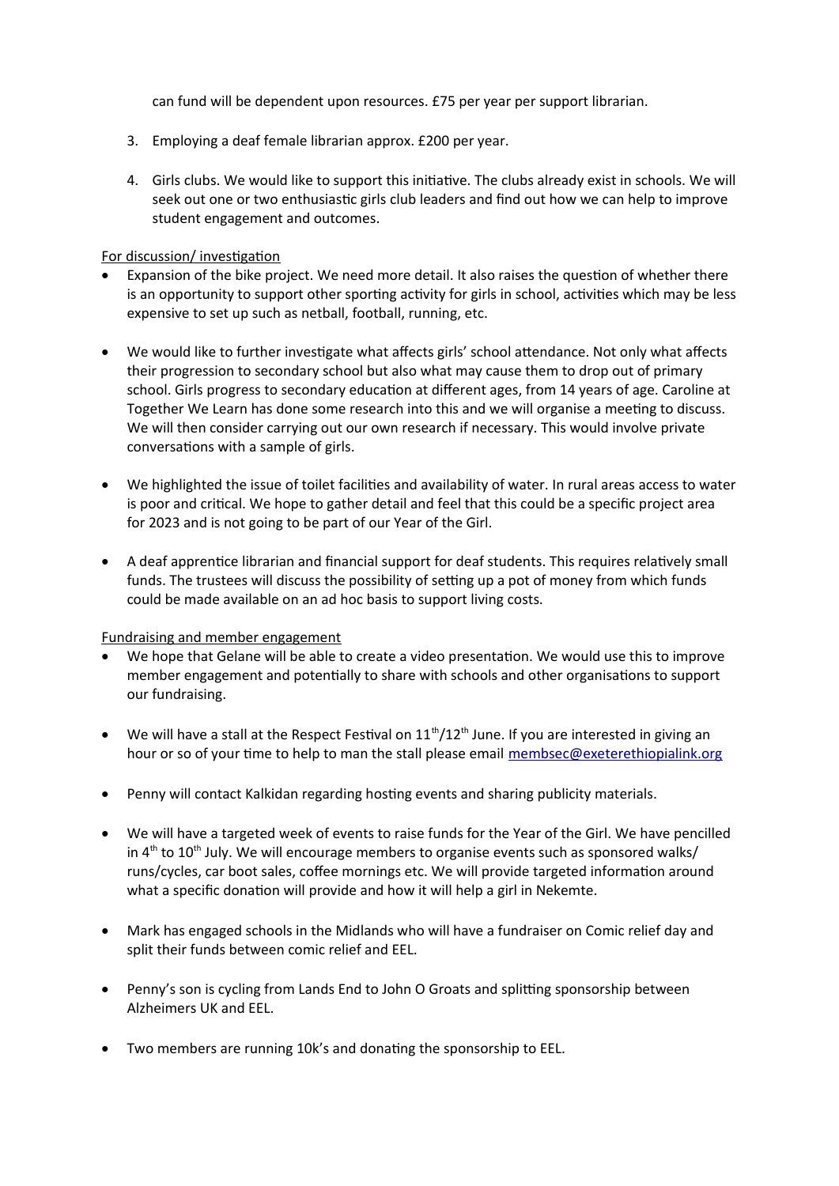can fund will be dependent upon resources. £75 per year per support librarian.

3. Employing a deaf female librarian approx. £200 per year.

4. Girls clubs. We would like to support this initiative. The clubs already exist in schools. We will seek out one or two enthusiastic girls club leaders and find out how we can help to improve student engagement and outcomes.

<u>For discussion/ investigation</u>

- Expansion of the bike project. We need more detail. It also raises the question of whether there is an opportunity to support other sporting activity for girls in school, activities which may be less expensive to set up such as netball, football, running, etc.

- We would like to further investigate what affects girls' school attendance. Not only what affects their progression to secondary school but also what may cause them to drop out of primary school. Girls progress to secondary education at different ages, from 14 years of age. Caroline at Together We Learn has done some research into this and we will organise a meeting to discuss. We will then consider carrying out our own research if necessary. This would involve private conversations with a sample of girls.

- We highlighted the issue of toilet facilities and availability of water. In rural areas access to water is poor and critical. We hope to gather detail and feel that this could be a specific project area for 2023 and is not going to be part of our Year of the Girl.

- A deaf apprentice librarian and financial support for deaf students. This requires relatively small funds. The trustees will discuss the possibility of setting up a pot of money from which funds could be made available on an ad hoc basis to support living costs.

<u>Fundraising and member engagement</u>

- We hope that Gelane will be able to create a video presentation. We would use this to improve member engagement and potentially to share with schools and other organisations to support our fundraising.

- We will have a stall at the Respect Festival on 11th/12th June. If you are interested in giving an hour or so of your time to help to man the stall please email membsec@exeterethiopialink.org

- Penny will contact Kalkidan regarding hosting events and sharing publicity materials.

- We will have a targeted week of events to raise funds for the Year of the Girl. We have pencilled in 4th to 10th July. We will encourage members to organise events such as sponsored walks/ runs/cycles, car boot sales, coffee mornings etc. We will provide targeted information around what a specific donation will provide and how it will help a girl in Nekemte.

- Mark has engaged schools in the Midlands who will have a fundraiser on Comic relief day and split their funds between comic relief and EEL.

- Penny's son is cycling from Lands End to John O Groats and splitting sponsorship between Alzheimers UK and EEL.

- Two members are running 10k's and donating the sponsorship to EEL.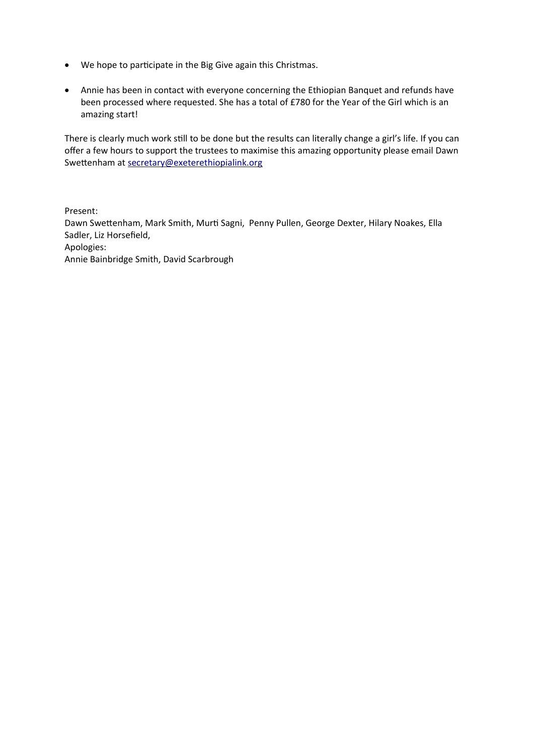- We hope to participate in the Big Give again this Christmas.
- Annie has been in contact with everyone concerning the Ethiopian Banquet and refunds have been processed where requested. She has a total of £780 for the Year of the Girl which is an amazing start!

There is clearly much work still to be done but the results can literally change a girl's life. If you can offer a few hours to support the trustees to maximise this amazing opportunity please email Dawn Swettenham at secretary@exeterethiopialink.org

Present:
Dawn Swettenham, Mark Smith, Murti Sagni, Penny Pullen, George Dexter, Hilary Noakes, Ella Sadler, Liz Horsefield,
Apologies:
Annie Bainbridge Smith, David Scarbrough